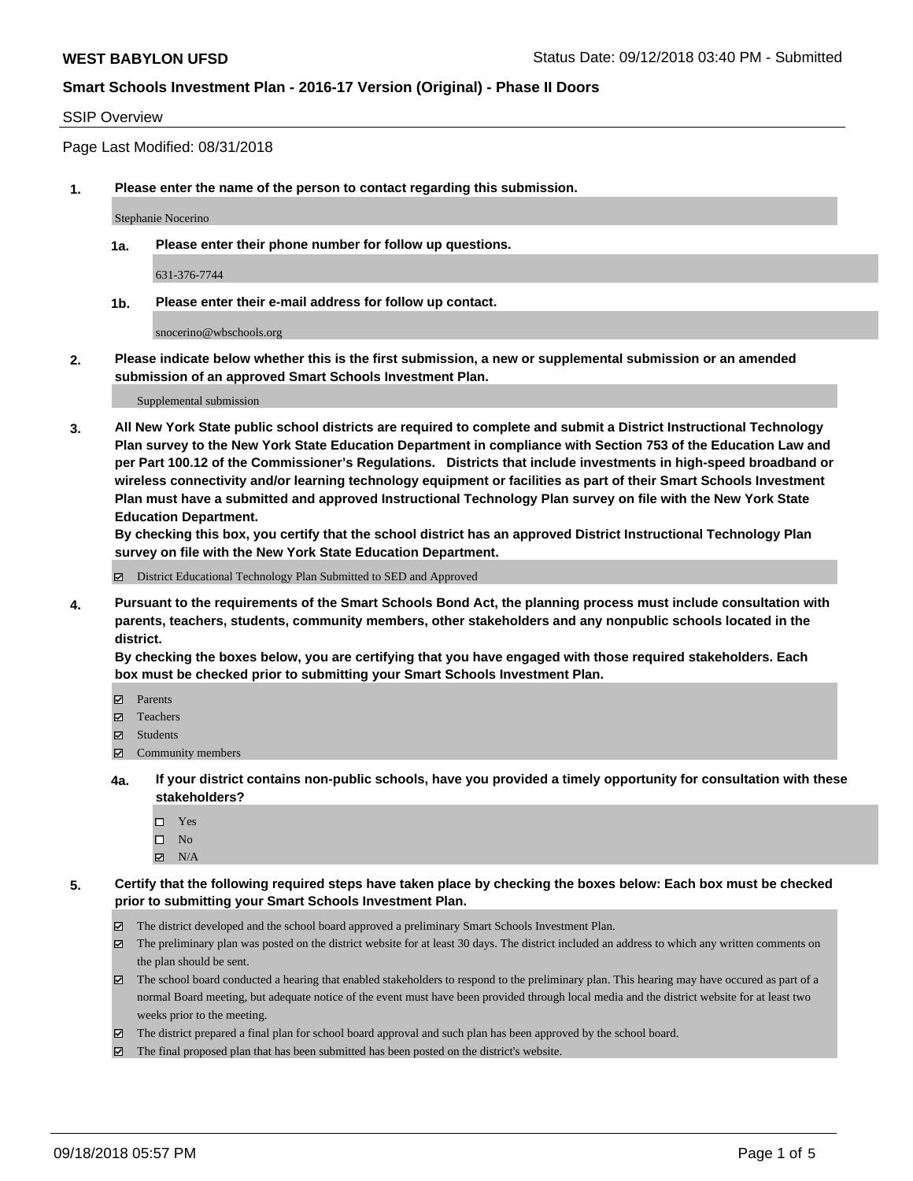**WEST BABYLON UFSD**

Status Date: 09/12/2018 03:40 PM - Submitted

## Smart Schools Investment Plan - 2016-17 Version (Original) - Phase II Doors

SSIP Overview

Page Last Modified: 08/31/2018

**1. Please enter the name of the person to contact regarding this submission.**

Stephanie Nocerino

**1a. Please enter their phone number for follow up questions.**

631-376-7744

**1b. Please enter their e-mail address for follow up contact.**

snocerino@wbschools.org

**2. Please indicate below whether this is the first submission, a new or supplemental submission or an amended submission of an approved Smart Schools Investment Plan.**

Supplemental submission

**3. All New York State public school districts are required to complete and submit a District Instructional Technology Plan survey to the New York State Education Department in compliance with Section 753 of the Education Law and per Part 100.12 of the Commissioner's Regulations. Districts that include investments in high-speed broadband or wireless connectivity and/or learning technology equipment or facilities as part of their Smart Schools Investment Plan must have a submitted and approved Instructional Technology Plan survey on file with the New York State Education Department.**
**By checking this box, you certify that the school district has an approved District Instructional Technology Plan survey on file with the New York State Education Department.**

- [x] District Educational Technology Plan Submitted to SED and Approved

**4. Pursuant to the requirements of the Smart Schools Bond Act, the planning process must include consultation with parents, teachers, students, community members, other stakeholders and any nonpublic schools located in the district.**
**By checking the boxes below, you are certifying that you have engaged with those required stakeholders. Each box must be checked prior to submitting your Smart Schools Investment Plan.**

- [x] Parents
- [x] Teachers
- [x] Students
- [x] Community members

**4a. If your district contains non-public schools, have you provided a timely opportunity for consultation with these stakeholders?**

- [ ] Yes
- [ ] No
- [x] N/A

**5. Certify that the following required steps have taken place by checking the boxes below: Each box must be checked prior to submitting your Smart Schools Investment Plan.**

- [x] The district developed and the school board approved a preliminary Smart Schools Investment Plan.
- [x] The preliminary plan was posted on the district website for at least 30 days. The district included an address to which any written comments on the plan should be sent.
- [x] The school board conducted a hearing that enabled stakeholders to respond to the preliminary plan. This hearing may have occured as part of a normal Board meeting, but adequate notice of the event must have been provided through local media and the district website for at least two weeks prior to the meeting.
- [x] The district prepared a final plan for school board approval and such plan has been approved by the school board.
- [x] The final proposed plan that has been submitted has been posted on the district's website.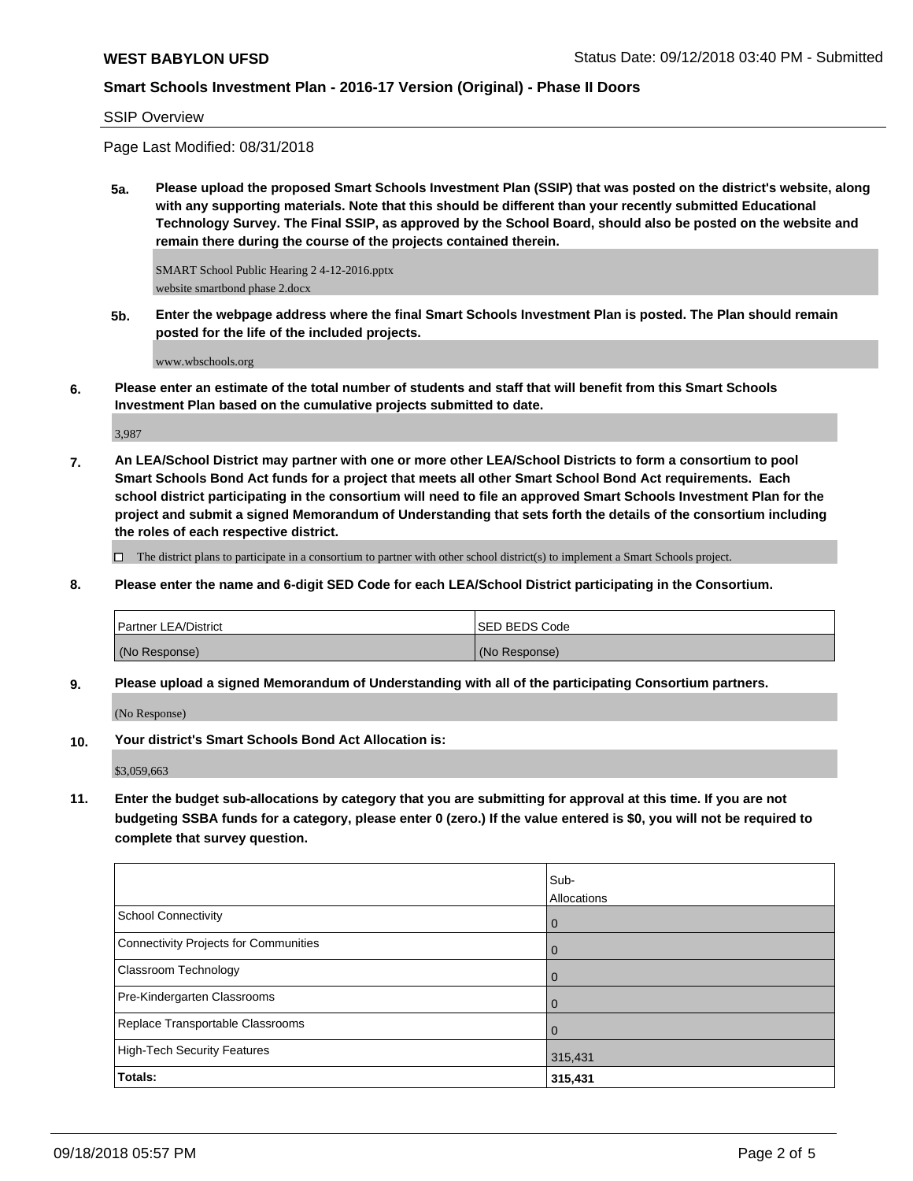SSIP Overview

Page Last Modified: 08/31/2018

**5a. Please upload the proposed Smart Schools Investment Plan (SSIP) that was posted on the district's website, along with any supporting materials. Note that this should be different than your recently submitted Educational Technology Survey. The Final SSIP, as approved by the School Board, should also be posted on the website and remain there during the course of the projects contained therein.**

SMART School Public Hearing 2 4-12-2016.pptx
website smartbond phase 2.docx

**5b. Enter the webpage address where the final Smart Schools Investment Plan is posted. The Plan should remain posted for the life of the included projects.**

www.wbschools.org

**6. Please enter an estimate of the total number of students and staff that will benefit from this Smart Schools Investment Plan based on the cumulative projects submitted to date.**

3,987

**7. An LEA/School District may partner with one or more other LEA/School Districts to form a consortium to pool Smart Schools Bond Act funds for a project that meets all other Smart School Bond Act requirements. Each school district participating in the consortium will need to file an approved Smart Schools Investment Plan for the project and submit a signed Memorandum of Understanding that sets forth the details of the consortium including the roles of each respective district.**

☐ The district plans to participate in a consortium to partner with other school district(s) to implement a Smart Schools project.

**8. Please enter the name and 6-digit SED Code for each LEA/School District participating in the Consortium.**

| Partner LEA/District | SED BEDS Code |
|---|---|
| (No Response) | (No Response) |

**9. Please upload a signed Memorandum of Understanding with all of the participating Consortium partners.**

(No Response)

**10. Your district's Smart Schools Bond Act Allocation is:**

$3,059,663

**11. Enter the budget sub-allocations by category that you are submitting for approval at this time. If you are not budgeting SSBA funds for a category, please enter 0 (zero.) If the value entered is $0, you will not be required to complete that survey question.**

| | Sub-Allocations |
|---|---|
| School Connectivity | 0 |
| Connectivity Projects for Communities | 0 |
| Classroom Technology | 0 |
| Pre-Kindergarten Classrooms | 0 |
| Replace Transportable Classrooms | 0 |
| High-Tech Security Features | 315,431 |
| **Totals:** | **315,431** |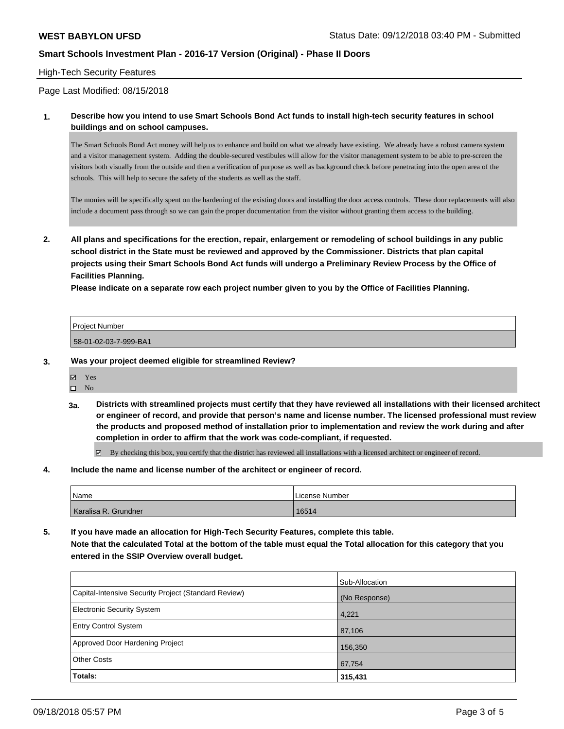## High-Tech Security Features

Page Last Modified: 08/15/2018

**1. Describe how you intend to use Smart Schools Bond Act funds to install high-tech security features in school buildings and on school campuses.**

The Smart Schools Bond Act money will help us to enhance and build on what we already have existing. We already have a robust camera system and a visitor management system. Adding the double-secured vestibules will allow for the visitor management system to be able to pre-screen the visitors both visually from the outside and then a verification of purpose as well as background check before penetrating into the open area of the schools. This will help to secure the safety of the students as well as the staff.

The monies will be specifically spent on the hardening of the existing doors and installing the door access controls. These door replacements will also include a document pass through so we can gain the proper documentation from the visitor without granting them access to the building.

**2. All plans and specifications for the erection, repair, enlargement or remodeling of school buildings in any public school district in the State must be reviewed and approved by the Commissioner. Districts that plan capital projects using their Smart Schools Bond Act funds will undergo a Preliminary Review Process by the Office of Facilities Planning.**

**Please indicate on a separate row each project number given to you by the Office of Facilities Planning.**

| Project Number |
| --- |
| 58-01-02-03-7-999-BA1 |

**3. Was your project deemed eligible for streamlined Review?**

- ☑ Yes
- ☐ No

**3a. Districts with streamlined projects must certify that they have reviewed all installations with their licensed architect or engineer of record, and provide that person's name and license number. The licensed professional must review the products and proposed method of installation prior to implementation and review the work during and after completion in order to affirm that the work was code-compliant, if requested.**

☑ By checking this box, you certify that the district has reviewed all installations with a licensed architect or engineer of record.

**4. Include the name and license number of the architect or engineer of record.**

| Name | License Number |
| --- | --- |
| Karalisa R. Grundner | 16514 |

**5. If you have made an allocation for High-Tech Security Features, complete this table.**

**Note that the calculated Total at the bottom of the table must equal the Total allocation for this category that you entered in the SSIP Overview overall budget.**

| | Sub-Allocation |
| --- | --- |
| Capital-Intensive Security Project (Standard Review) | (No Response) |
| Electronic Security System | 4,221 |
| Entry Control System | 87,106 |
| Approved Door Hardening Project | 156,350 |
| Other Costs | 67,754 |
| **Totals:** | **315,431** |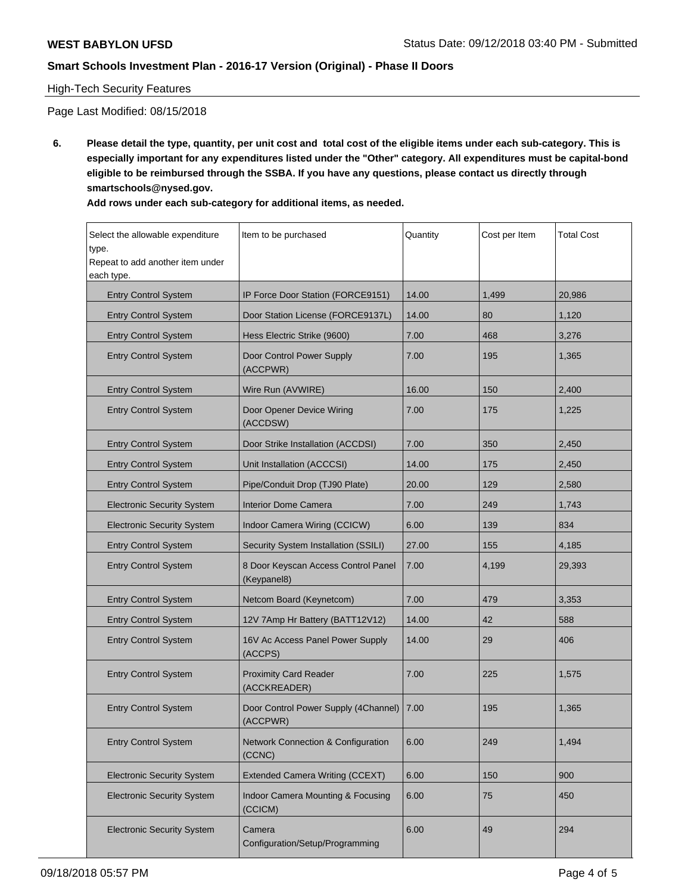# Smart Schools Investment Plan - 2016-17 Version (Original) - Phase II Doors

High-Tech Security Features

Page Last Modified: 08/15/2018

**6. Please detail the type, quantity, per unit cost and total cost of the eligible items under each sub-category. This is especially important for any expenditures listed under the "Other" category. All expenditures must be capital-bond eligible to be reimbursed through the SSBA. If you have any questions, please contact us directly through smartschools@nysed.gov.**

**Add rows under each sub-category for additional items, as needed.**

| Select the allowable expenditure type. Repeat to add another item under each type. | Item to be purchased | Quantity | Cost per Item | Total Cost |
|---|---|---|---|---|
| Entry Control System | IP Force Door Station (FORCE9151) | 14.00 | 1,499 | 20,986 |
| Entry Control System | Door Station License (FORCE9137L) | 14.00 | 80 | 1,120 |
| Entry Control System | Hess Electric Strike (9600) | 7.00 | 468 | 3,276 |
| Entry Control System | Door Control Power Supply (ACCPWR) | 7.00 | 195 | 1,365 |
| Entry Control System | Wire Run (AVWIRE) | 16.00 | 150 | 2,400 |
| Entry Control System | Door Opener Device Wiring (ACCDSW) | 7.00 | 175 | 1,225 |
| Entry Control System | Door Strike Installation (ACCDSI) | 7.00 | 350 | 2,450 |
| Entry Control System | Unit Installation (ACCCSI) | 14.00 | 175 | 2,450 |
| Entry Control System | Pipe/Conduit Drop (TJ90 Plate) | 20.00 | 129 | 2,580 |
| Electronic Security System | Interior Dome Camera | 7.00 | 249 | 1,743 |
| Electronic Security System | Indoor Camera Wiring (CCICW) | 6.00 | 139 | 834 |
| Entry Control System | Security System Installation (SSILI) | 27.00 | 155 | 4,185 |
| Entry Control System | 8 Door Keyscan Access Control Panel (Keypanel8) | 7.00 | 4,199 | 29,393 |
| Entry Control System | Netcom Board (Keynetcom) | 7.00 | 479 | 3,353 |
| Entry Control System | 12V 7Amp Hr Battery (BATT12V12) | 14.00 | 42 | 588 |
| Entry Control System | 16V Ac Access Panel Power Supply (ACCPS) | 14.00 | 29 | 406 |
| Entry Control System | Proximity Card Reader (ACCKREADER) | 7.00 | 225 | 1,575 |
| Entry Control System | Door Control Power Supply (4Channel) (ACCPWR) | 7.00 | 195 | 1,365 |
| Entry Control System | Network Connection & Configuration (CCNC) | 6.00 | 249 | 1,494 |
| Electronic Security System | Extended Camera Writing (CCEXT) | 6.00 | 150 | 900 |
| Electronic Security System | Indoor Camera Mounting & Focusing (CCICM) | 6.00 | 75 | 450 |
| Electronic Security System | Camera Configuration/Setup/Programming | 6.00 | 49 | 294 |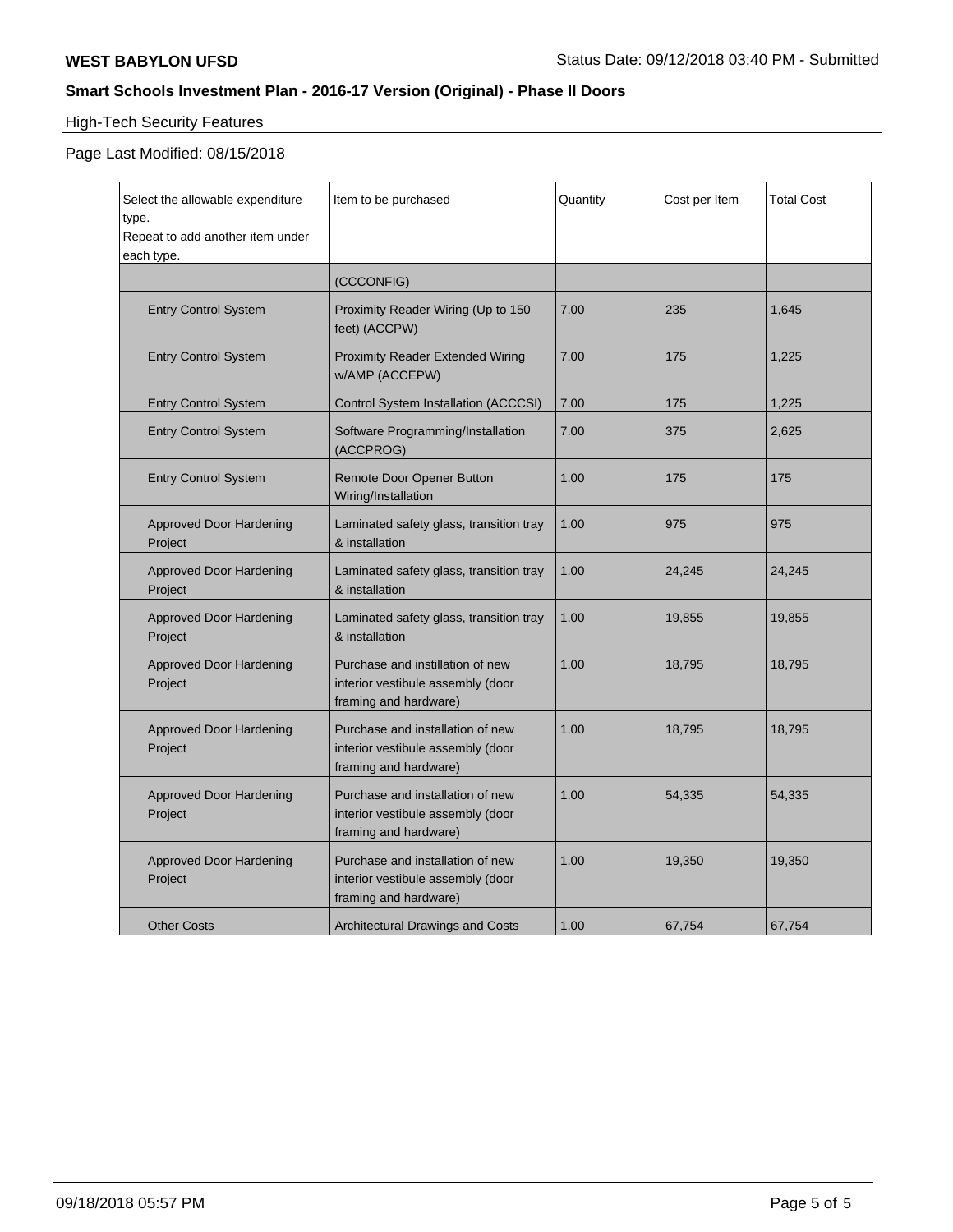WEST BABYLON UFSD

Status Date: 09/12/2018 03:40 PM - Submitted

## Smart Schools Investment Plan - 2016-17 Version (Original) - Phase II Doors

High-Tech Security Features

Page Last Modified: 08/15/2018

| Select the allowable expenditure type. Repeat to add another item under each type. | Item to be purchased | Quantity | Cost per Item | Total Cost |
|---|---|---|---|---|
| | (CCCONFIG) | | | |
| Entry Control System | Proximity Reader Wiring (Up to 150 feet) (ACCPW) | 7.00 | 235 | 1,645 |
| Entry Control System | Proximity Reader Extended Wiring w/AMP (ACCEPW) | 7.00 | 175 | 1,225 |
| Entry Control System | Control System Installation (ACCCSI) | 7.00 | 175 | 1,225 |
| Entry Control System | Software Programming/Installation (ACCPROG) | 7.00 | 375 | 2,625 |
| Entry Control System | Remote Door Opener Button Wiring/Installation | 1.00 | 175 | 175 |
| Approved Door Hardening Project | Laminated safety glass, transition tray & installation | 1.00 | 975 | 975 |
| Approved Door Hardening Project | Laminated safety glass, transition tray & installation | 1.00 | 24,245 | 24,245 |
| Approved Door Hardening Project | Laminated safety glass, transition tray & installation | 1.00 | 19,855 | 19,855 |
| Approved Door Hardening Project | Purchase and instillation of new interior vestibule assembly (door framing and hardware) | 1.00 | 18,795 | 18,795 |
| Approved Door Hardening Project | Purchase and installation of new interior vestibule assembly (door framing and hardware) | 1.00 | 18,795 | 18,795 |
| Approved Door Hardening Project | Purchase and installation of new interior vestibule assembly (door framing and hardware) | 1.00 | 54,335 | 54,335 |
| Approved Door Hardening Project | Purchase and installation of new interior vestibule assembly (door framing and hardware) | 1.00 | 19,350 | 19,350 |
| Other Costs | Architectural Drawings and Costs | 1.00 | 67,754 | 67,754 |